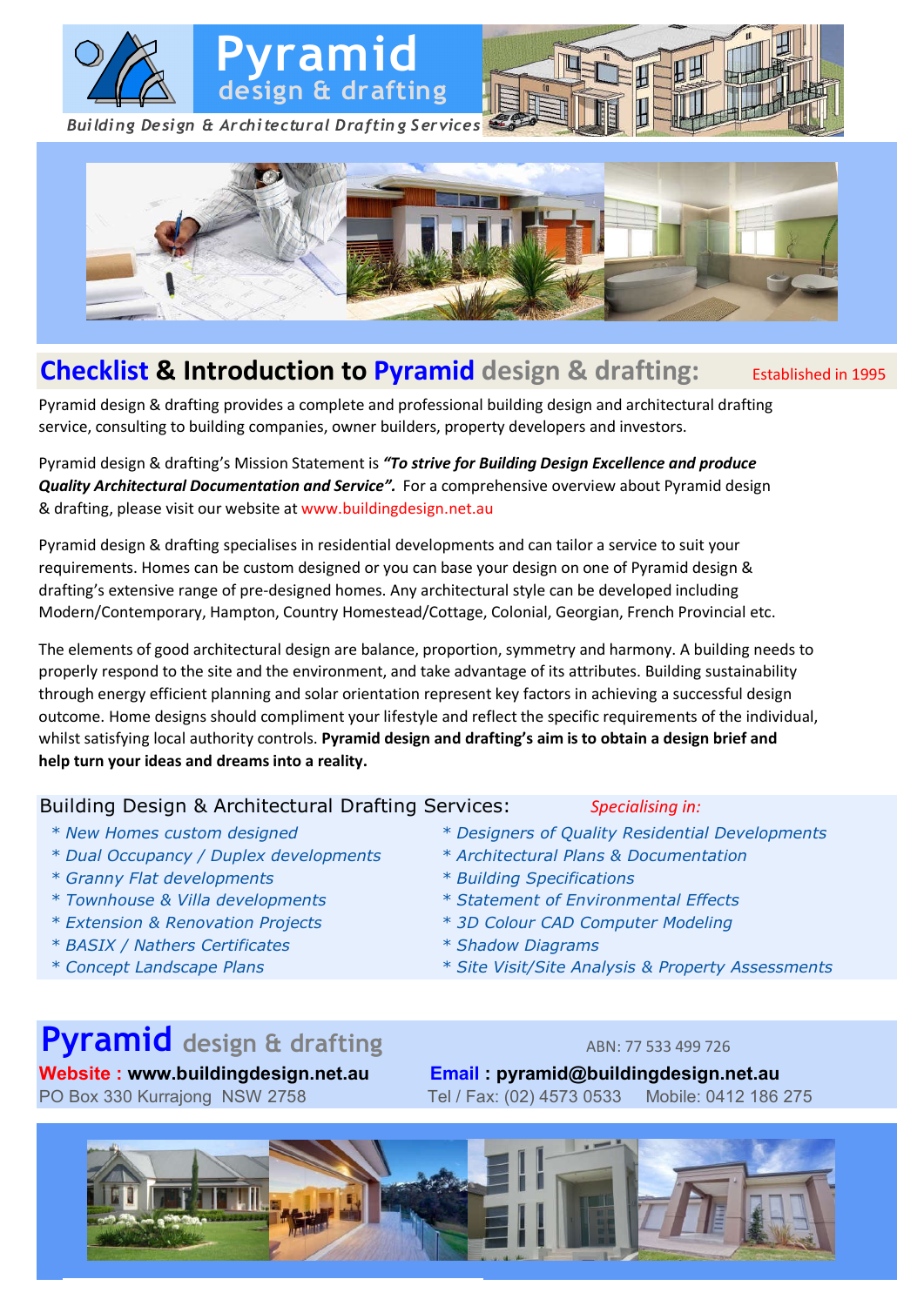# Pyramid design & drafting

*Building Design & Architectural Drafting Services*

## Checklist & Introduction to Pyramid design & drafting:

Established in 1995

Pyramid design & drafting provides a complete and professional building design and architectural drafting service, consulting to building companies, owner builders, property developers and investors.

Pyramid design & drafting's Mission Statement is ***"To strive for Building Design Excellence and produce Quality Architectural Documentation and Service".*** For a comprehensive overview about Pyramid design & drafting, please visit our website at www.buildingdesign.net.au

Pyramid design & drafting specialises in residential developments and can tailor a service to suit your requirements. Homes can be custom designed or you can base your design on one of Pyramid design & drafting's extensive range of pre-designed homes. Any architectural style can be developed including Modern/Contemporary, Hampton, Country Homestead/Cottage, Colonial, Georgian, French Provincial etc.

The elements of good architectural design are balance, proportion, symmetry and harmony. A building needs to properly respond to the site and the environment, and take advantage of its attributes. Building sustainability through energy efficient planning and solar orientation represent key factors in achieving a successful design outcome. Home designs should compliment your lifestyle and reflect the specific requirements of the individual, whilst satisfying local authority controls. **Pyramid design and drafting's aim is to obtain a design brief and help turn your ideas and dreams into a reality.**

### Building Design & Architectural Drafting Services:

- *New Homes custom designed*
- *Dual Occupancy / Duplex developments*
- *Granny Flat developments*
- *Townhouse & Villa developments*
- *Extension & Renovation Projects*
- *BASIX / Nathers Certificates*
- *Concept Landscape Plans*

*Specialising in:*

- *Designers of Quality Residential Developments*
- *Architectural Plans & Documentation*
- *Building Specifications*
- *Statement of Environmental Effects*
- *3D Colour CAD Computer Modeling*
- *Shadow Diagrams*
- *Site Visit/Site Analysis & Property Assessments*

## Pyramid design & drafting

ABN: 77 533 499 726

**Website : www.buildingdesign.net.au**
**Email : pyramid@buildingdesign.net.au**

PO Box 330 Kurrajong NSW 2758
Tel / Fax: (02) 4573 0533 Mobile: 0412 186 275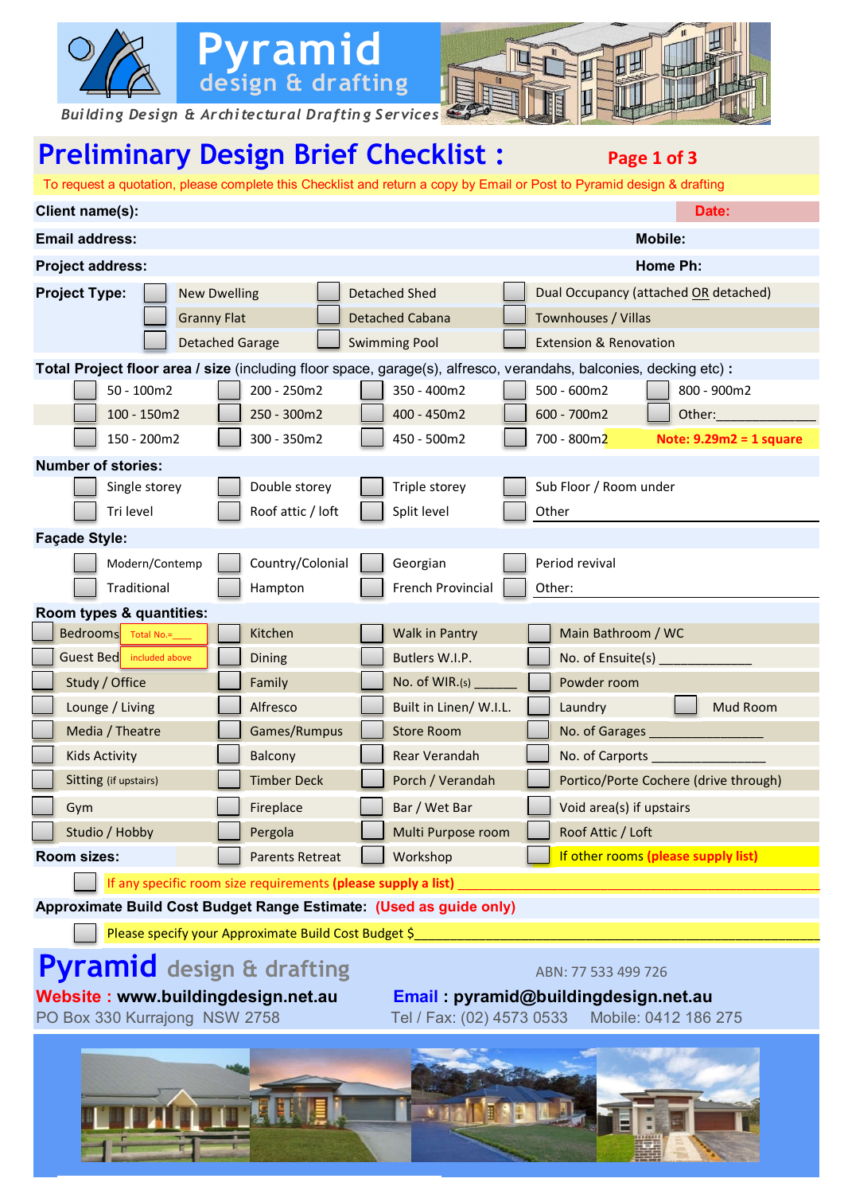# Pyramid design & drafting

*Building Design & Architectural Drafting Services*

## Preliminary Design Brief Checklist :

**Page 1 of 3**

To request a quotation, please complete this Checklist and return a copy by Email or Post to Pyramid design & drafting

**Client name(s):** **Date:**

**Email address:** **Mobile:**

**Project address:** **Home Ph:**

**Project Type:**

| | | |
|---|---|---|
| ☐ New Dwelling | ☐ Detached Shed | ☐ Dual Occupancy (attached OR detached) |
| ☐ Granny Flat | ☐ Detached Cabana | ☐ Townhouses / Villas |
| ☐ Detached Garage | ☐ Swimming Pool | ☐ Extension & Renovation |

**Total Project floor area / size** (including floor space, garage(s), alfresco, verandahs, balconies, decking etc) **:**

| | | | | |
|---|---|---|---|---|
| ☐ 50 - 100m2 | ☐ 200 - 250m2 | ☐ 350 - 400m2 | ☐ 500 - 600m2 | ☐ 800 - 900m2 |
| ☐ 100 - 150m2 | ☐ 250 - 300m2 | ☐ 400 - 450m2 | ☐ 600 - 700m2 | ☐ Other:_____________ |
| ☐ 150 - 200m2 | ☐ 300 - 350m2 | ☐ 450 - 500m2 | ☐ 700 - 800m2 | **Note: 9.29m2 = 1 square** |

**Number of stories:**

| | | | |
|---|---|---|---|
| ☐ Single storey | ☐ Double storey | ☐ Triple storey | ☐ Sub Floor / Room under |
| ☐ Tri level | ☐ Roof attic / loft | ☐ Split level | ☐ Other |

**Façade Style:**

| | | | |
|---|---|---|---|
| ☐ Modern/Contemp | ☐ Country/Colonial | ☐ Georgian | ☐ Period revival |
| ☐ Traditional | ☐ Hampton | ☐ French Provincial | ☐ Other: |

**Room types & quantities:**

| | | | |
|---|---|---|---|
| ☐ Bedrooms Total No.=____ | ☐ Kitchen | ☐ Walk in Pantry | ☐ Main Bathroom / WC |
| ☐ Guest Bed included above | ☐ Dining | ☐ Butlers W.I.P. | ☐ No. of Ensuite(s) ____________ |
| ☐ Study / Office | ☐ Family | ☐ No. of WIR.(s) ______ | ☐ Powder room |
| ☐ Lounge / Living | ☐ Alfresco | ☐ Built in Linen/ W.I.L. | ☐ Laundry ☐ Mud Room |
| ☐ Media / Theatre | ☐ Games/Rumpus | ☐ Store Room | ☐ No. of Garages ____________ |
| ☐ Kids Activity | ☐ Balcony | ☐ Rear Verandah | ☐ No. of Carports ______________ |
| ☐ Sitting (if upstairs) | ☐ Timber Deck | ☐ Porch / Verandah | ☐ Portico/Porte Cochere (drive through) |
| ☐ Gym | ☐ Fireplace | ☐ Bar / Wet Bar | ☐ Void area(s) if upstairs |
| ☐ Studio / Hobby | ☐ Pergola | ☐ Multi Purpose room | ☐ Roof Attic / Loft |
| **Room sizes:** | ☐ Parents Retreat | ☐ Workshop | ☐ If other rooms **(please supply list)** |

☐ If any specific room size requirements **(please supply a list)** ____________________________________________

**Approximate Build Cost Budget Range Estimate: (Used as guide only)**

☐ Please specify your Approximate Build Cost Budget $____________________________________________

**Pyramid** design & drafting

ABN: 77 533 499 726

**Website : www.buildingdesign.net.au**

**Email : pyramid@buildingdesign.net.au**

PO Box 330 Kurrajong NSW 2758

Tel / Fax: (02) 4573 0533 Mobile: 0412 186 275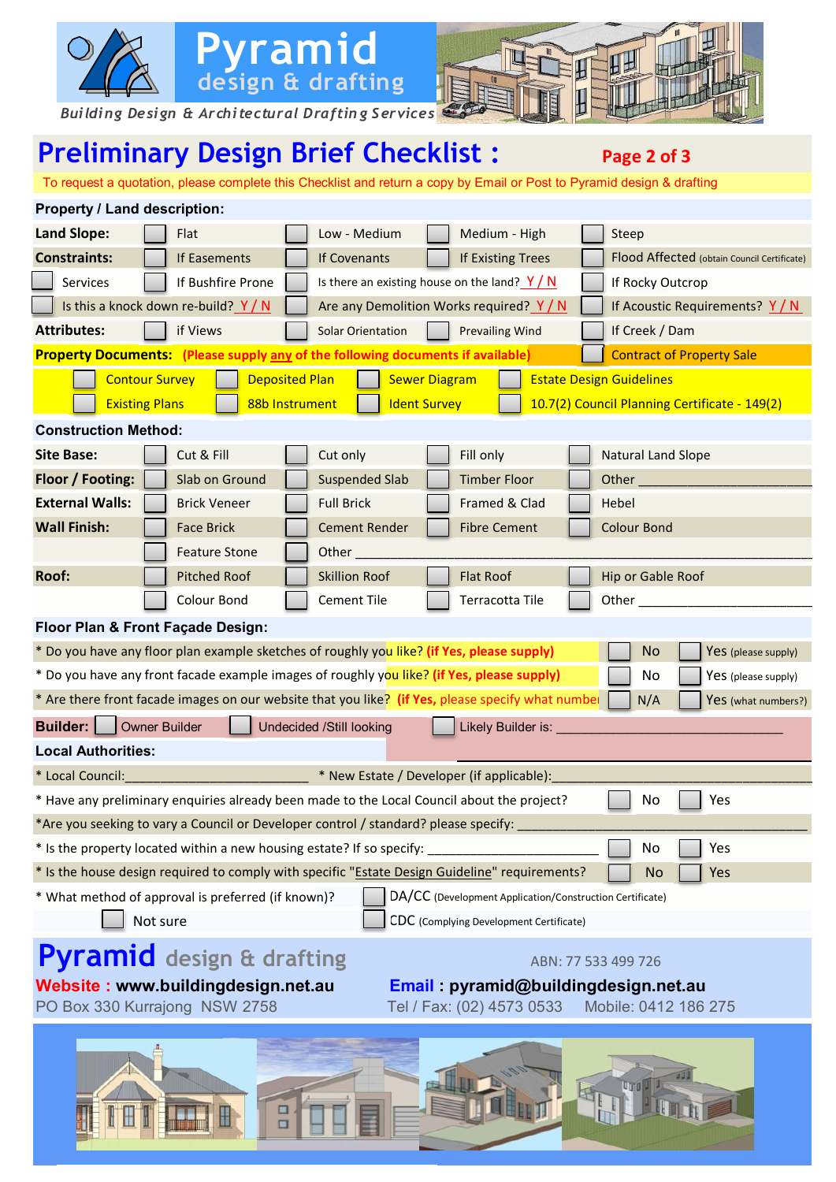# Pyramid design & drafting

*Building Design & Architectural Drafting Services*

## Preliminary Design Brief Checklist :

**Page 2 of 3**

To request a quotation, please complete this Checklist and return a copy by Email or Post to Pyramid design & drafting

### Property / Land description:

| | | | | |
|---|---|---|---|---|
| **Land Slope:** | ☐ Flat | ☐ Low - Medium | ☐ Medium - High | ☐ Steep |
| **Constraints:** | ☐ If Easements | ☐ If Covenants | ☐ If Existing Trees | ☐ Flood Affected (obtain Council Certificate) |
| ☐ Services | ☐ If Bushfire Prone | ☐ Is there an existing house on the land? Y / N | | ☐ If Rocky Outcrop |
| ☐ Is this a knock down re-build? Y / N | | ☐ Are any Demolition Works required? Y / N | | ☐ If Acoustic Requirements? Y / N |
| **Attributes:** | ☐ if Views | ☐ Solar Orientation | ☐ Prevailing Wind | ☐ If Creek / Dam |

**Property Documents:** (Please supply any of the following documents if available) ☐ Contract of Property Sale

| | | | |
|---|---|---|---|
| ☐ Contour Survey | ☐ Deposited Plan | ☐ Sewer Diagram | ☐ Estate Design Guidelines |
| ☐ Existing Plans | ☐ 88b Instrument | ☐ Ident Survey | ☐ 10.7(2) Council Planning Certificate - 149(2) |

### Construction Method:

| | | | | |
|---|---|---|---|---|
| **Site Base:** | ☐ Cut & Fill | ☐ Cut only | ☐ Fill only | ☐ Natural Land Slope |
| **Floor / Footing:** | ☐ Slab on Ground | ☐ Suspended Slab | ☐ Timber Floor | ☐ Other ______________ |
| **External Walls:** | ☐ Brick Veneer | ☐ Full Brick | ☐ Framed & Clad | ☐ Hebel |
| **Wall Finish:** | ☐ Face Brick | ☐ Cement Render | ☐ Fibre Cement | ☐ Colour Bond |
| | ☐ Feature Stone | ☐ Other ______________ | | |
| **Roof:** | ☐ Pitched Roof | ☐ Skillion Roof | ☐ Flat Roof | ☐ Hip or Gable Roof |
| | ☐ Colour Bond | ☐ Cement Tile | ☐ Terracotta Tile | ☐ Other ______________ |

### Floor Plan & Front Façade Design:

| | | |
|---|---|---|
| * Do you have any floor plan example sketches of roughly you like? (if Yes, please supply) | ☐ No | ☐ Yes (please supply) |
| * Do you have any front facade example images of roughly you like? (if Yes, please supply) | ☐ No | ☐ Yes (please supply) |
| * Are there front facade images on our website that you like? (if Yes, please specify what number | ☐ N/A | ☐ Yes (what numbers?) |

**Builder:** ☐ Owner Builder ☐ Undecided /Still looking ☐ Likely Builder is: ______________________________

### Local Authorities:

* Local Council:_________________________ * New Estate / Developer (if applicable):______________________________

| | | |
|---|---|---|
| * Have any preliminary enquiries already been made to the Local Council about the project? | ☐ No | ☐ Yes |

*Are you seeking to vary a Council or Developer control / standard? please specify: ______________________________

| | | |
|---|---|---|
| * Is the property located within a new housing estate? If so specify: ______________________ | ☐ No | ☐ Yes |
| * Is the house design required to comply with specific "Estate Design Guideline" requirements? | ☐ No | ☐ Yes |

* What method of approval is preferred (if known)? ☐ DA/CC (Development Application/Construction Certificate)

☐ Not sure ☐ CDC (Complying Development Certificate)

**Pyramid** design & drafting

ABN: 77 533 499 726

**Website : www.buildingdesign.net.au** **Email : pyramid@buildingdesign.net.au**

PO Box 330 Kurrajong NSW 2758 Tel / Fax: (02) 4573 0533 Mobile: 0412 186 275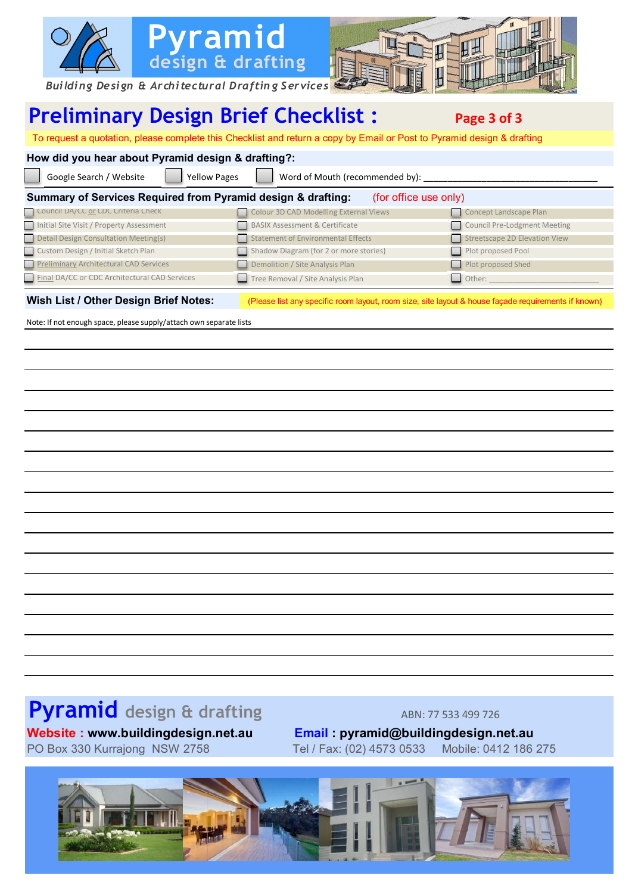**Pyramid** design & drafting

*Building Design & Architectural Drafting Services*

# Preliminary Design Brief Checklist :

**Page 3 of 3**

To request a quotation, please complete this Checklist and return a copy by Email or Post to Pyramid design & drafting

**How did you hear about Pyramid design & drafting?:**

- [ ] Google Search / Website
- [ ] Yellow Pages
- [ ] Word of Mouth (recommended by): ___________________________________

**Summary of Services Required from Pyramid design & drafting:** (for office use only)

| | | |
|---|---|---|
| ☐ Council DA/CC or CDC Criteria Check | ☐ Colour 3D CAD Modelling External Views | ☐ Concept Landscape Plan |
| ☐ Initial Site Visit / Property Assessment | ☐ BASIX Assessment & Certificate | ☐ Council Pre-Lodgment Meeting |
| ☐ Detail Design Consultation Meeting(s) | ☐ Statement of Environmental Effects | ☐ Streetscape 2D Elevation View |
| ☐ Custom Design / Initial Sketch Plan | ☐ Shadow Diagram (for 2 or more stories) | ☐ Plot proposed Pool |
| ☐ Preliminary Architectural CAD Services | ☐ Demolition / Site Analysis Plan | ☐ Plot proposed Shed |
| ☐ Final DA/CC or CDC Architectural CAD Services | ☐ Tree Removal / Site Analysis Plan | ☐ Other: ______________________ |

**Wish List / Other Design Brief Notes:** (Please list any specific room layout, room size, site layout & house façade requirements if known)

Note: If not enough space, please supply/attach own separate lists

**Pyramid** design & drafting

ABN: 77 533 499 726

**Website : www.buildingdesign.net.au**

**Email : pyramid@buildingdesign.net.au**

PO Box 330 Kurrajong NSW 2758

Tel / Fax: (02) 4573 0533 Mobile: 0412 186 275